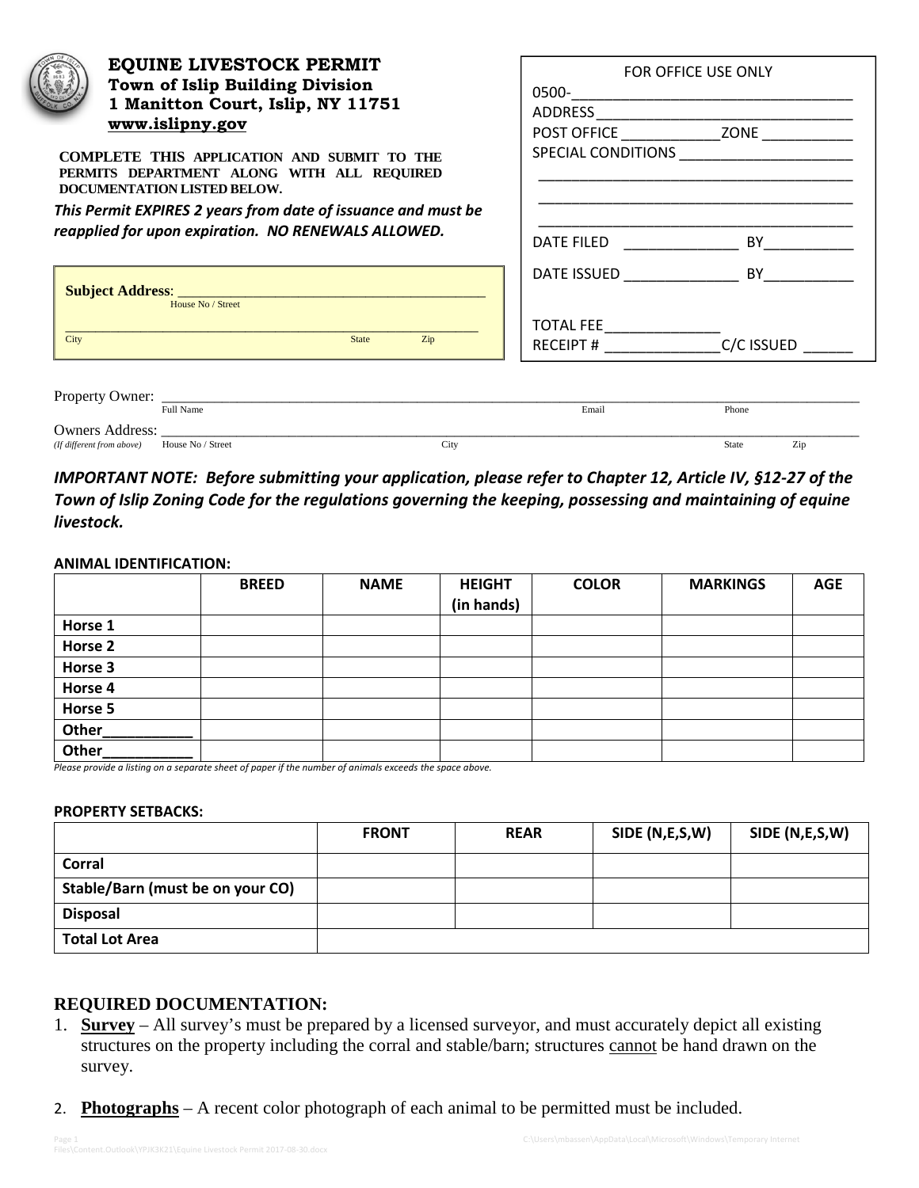# EQUINE LIVESTOCK PERMIT

**Town of Islip Building Division**
**1 Manitton Court, Islip, NY 11751**
**www.islipny.gov**

**COMPLETE THIS APPLICATION AND SUBMIT TO THE PERMITS DEPARTMENT ALONG WITH ALL REQUIRED DOCUMENTATION LISTED BELOW.**

***This Permit EXPIRES 2 years from date of issuance and must be reapplied for upon expiration. NO RENEWALS ALLOWED.***

**Subject Address**: ____________________________________________
House No / Street

____________________________________________________________
City State Zip

FOR OFFICE USE ONLY
0500-__________________________________
ADDRESS ________________________________
POST OFFICE ____________ ZONE ___________
SPECIAL CONDITIONS _____________________
________________________________________
________________________________________
________________________________________
DATE FILED ______________ BY___________
DATE ISSUED ______________ BY___________

TOTAL FEE______________
RECEIPT # ______________C/C ISSUED ______

Property Owner: ______________________________________________________________________________
Full Name Email Phone

Owners Address: ______________________________________________________________________________
(If different from above) House No / Street City State Zip

***IMPORTANT NOTE: Before submitting your application, please refer to Chapter 12, Article IV, §12-27 of the Town of Islip Zoning Code for the regulations governing the keeping, possessing and maintaining of equine livestock.***

**ANIMAL IDENTIFICATION:**

| | BREED | NAME | HEIGHT (in hands) | COLOR | MARKINGS | AGE |
|---|---|---|---|---|---|---|
| **Horse 1** | | | | | | |
| **Horse 2** | | | | | | |
| **Horse 3** | | | | | | |
| **Horse 4** | | | | | | |
| **Horse 5** | | | | | | |
| **Other___________** | | | | | | |
| **Other___________** | | | | | | |

*Please provide a listing on a separate sheet of paper if the number of animals exceeds the space above.*

**PROPERTY SETBACKS:**

| | FRONT | REAR | SIDE (N,E,S,W) | SIDE (N,E,S,W) |
|---|---|---|---|---|
| **Corral** | | | | |
| **Stable/Barn (must be on your CO)** | | | | |
| **Disposal** | | | | |
| **Total Lot Area** | | | | |

## REQUIRED DOCUMENTATION:

1. **Survey** – All survey's must be prepared by a licensed surveyor, and must accurately depict all existing structures on the property including the corral and stable/barn; structures cannot be hand drawn on the survey.

2. **Photographs** – A recent color photograph of each animal to be permitted must be included.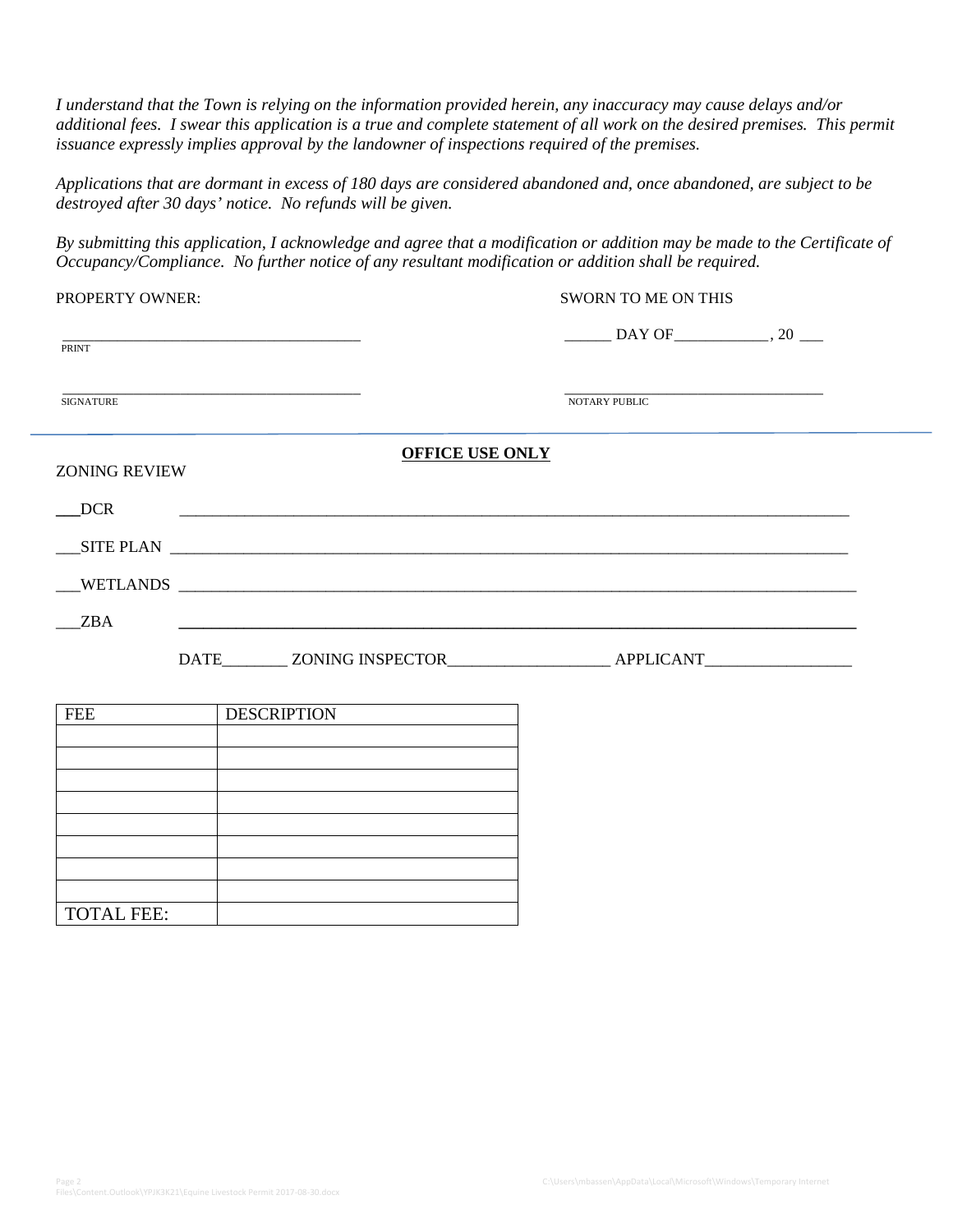*I understand that the Town is relying on the information provided herein, any inaccuracy may cause delays and/or additional fees. I swear this application is a true and complete statement of all work on the desired premises. This permit issuance expressly implies approval by the landowner of inspections required of the premises.*

*Applications that are dormant in excess of 180 days are considered abandoned and, once abandoned, are subject to be destroyed after 30 days' notice. No refunds will be given.*

*By submitting this application, I acknowledge and agree that a modification or addition may be made to the Certificate of Occupancy/Compliance. No further notice of any resultant modification or addition shall be required.*

PROPERTY OWNER:

______________________________________
PRINT

______________________________________
SIGNATURE

SWORN TO ME ON THIS

______ DAY OF____________, 20 ___

__________________________________
NOTARY PUBLIC

**OFFICE USE ONLY**

ZONING REVIEW

___DCR _______________________________________________________________________________________

___SITE PLAN _______________________________________________________________________________

___WETLANDS ______________________________________________________________________________

___ZBA _______________________________________________________________________________________

DATE________ ZONING INSPECTOR____________________ APPLICANT__________________

| FEE | DESCRIPTION |
|---|---|
| | |
| | |
| | |
| | |
| | |
| | |
| | |
| | |
| TOTAL FEE: | |